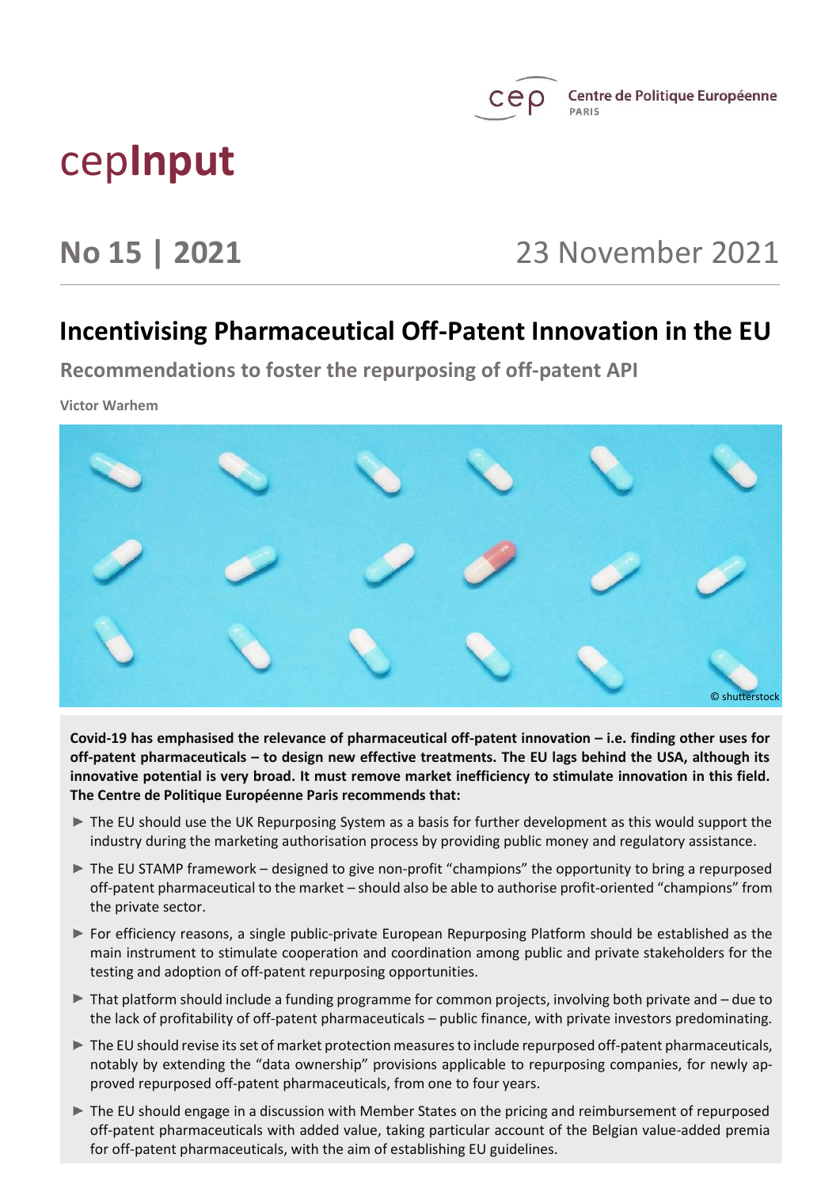Centre de Politique Européenne PARIS

# cepInput

## No 15 | 2021 — 23 November 2021

# Incentivising Pharmaceutical Off-Patent Innovation in the EU

### Recommendations to foster the repurposing of off-patent API

**Victor Warhem**

© shutterstock

**Covid-19 has emphasised the relevance of pharmaceutical off-patent innovation – i.e. finding other uses for off-patent pharmaceuticals – to design new effective treatments. The EU lags behind the USA, although its innovative potential is very broad. It must remove market inefficiency to stimulate innovation in this field. The Centre de Politique Européenne Paris recommends that:**

- The EU should use the UK Repurposing System as a basis for further development as this would support the industry during the marketing authorisation process by providing public money and regulatory assistance.
- The EU STAMP framework – designed to give non-profit "champions" the opportunity to bring a repurposed off-patent pharmaceutical to the market – should also be able to authorise profit-oriented "champions" from the private sector.
- For efficiency reasons, a single public-private European Repurposing Platform should be established as the main instrument to stimulate cooperation and coordination among public and private stakeholders for the testing and adoption of off-patent repurposing opportunities.
- That platform should include a funding programme for common projects, involving both private and – due to the lack of profitability of off-patent pharmaceuticals – public finance, with private investors predominating.
- The EU should revise its set of market protection measures to include repurposed off-patent pharmaceuticals, notably by extending the "data ownership" provisions applicable to repurposing companies, for newly approved repurposed off-patent pharmaceuticals, from one to four years.
- The EU should engage in a discussion with Member States on the pricing and reimbursement of repurposed off-patent pharmaceuticals with added value, taking particular account of the Belgian value-added premia for off-patent pharmaceuticals, with the aim of establishing EU guidelines.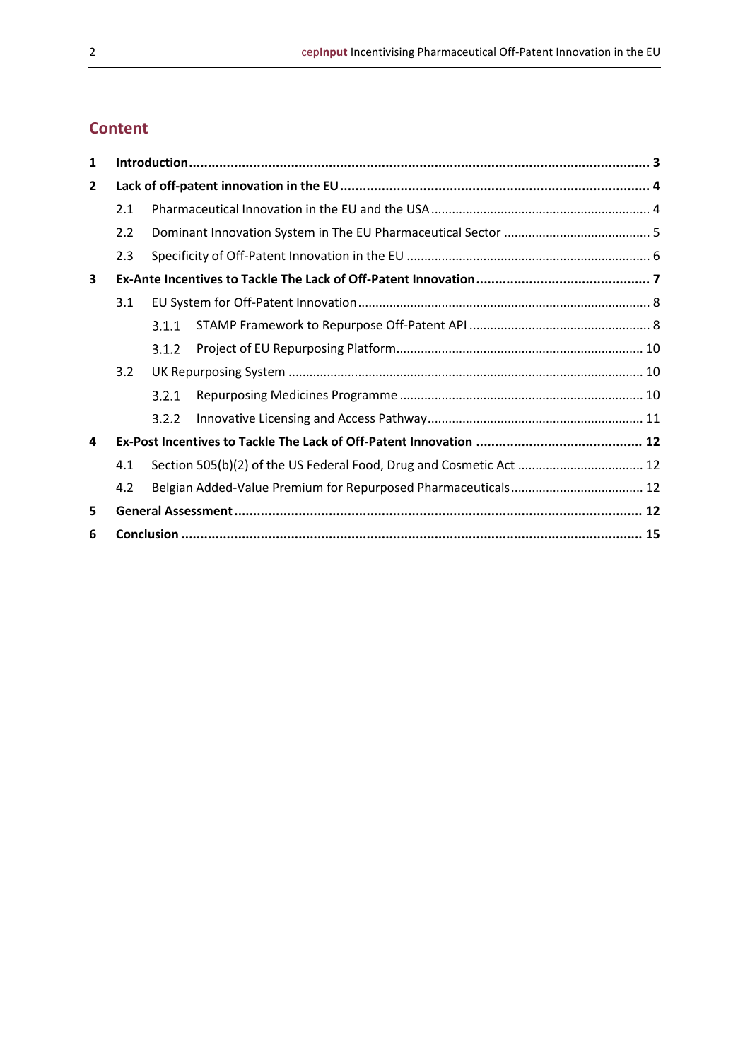## Content

| | | | |
|---|---|---|---|
| **1** | **Introduction** | | **3** |
| **2** | **Lack of off-patent innovation in the EU** | | **4** |
| | 2.1 | Pharmaceutical Innovation in the EU and the USA | 4 |
| | 2.2 | Dominant Innovation System in The EU Pharmaceutical Sector | 5 |
| | 2.3 | Specificity of Off-Patent Innovation in the EU | 6 |
| **3** | **Ex-Ante Incentives to Tackle The Lack of Off-Patent Innovation** | | **7** |
| | 3.1 | EU System for Off-Patent Innovation | 8 |
| | 3.1.1 | STAMP Framework to Repurpose Off-Patent API | 8 |
| | 3.1.2 | Project of EU Repurposing Platform | 10 |
| | 3.2 | UK Repurposing System | 10 |
| | 3.2.1 | Repurposing Medicines Programme | 10 |
| | 3.2.2 | Innovative Licensing and Access Pathway | 11 |
| **4** | **Ex-Post Incentives to Tackle The Lack of Off-Patent Innovation** | | **12** |
| | 4.1 | Section 505(b)(2) of the US Federal Food, Drug and Cosmetic Act | 12 |
| | 4.2 | Belgian Added-Value Premium for Repurposed Pharmaceuticals | 12 |
| **5** | **General Assessment** | | **12** |
| **6** | **Conclusion** | | **15** |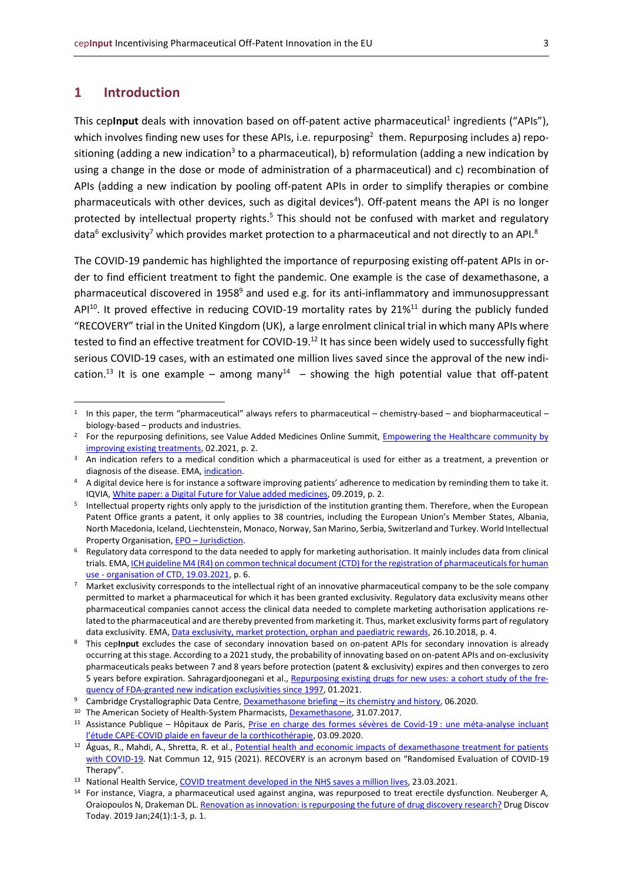## 1 Introduction

This cep**Input** deals with innovation based on off-patent active pharmaceutical[1] ingredients ("APIs"), which involves finding new uses for these APIs, i.e. repurposing[2] them. Repurposing includes a) repositioning (adding a new indication[3] to a pharmaceutical), b) reformulation (adding a new indication by using a change in the dose or mode of administration of a pharmaceutical) and c) recombination of APIs (adding a new indication by pooling off-patent APIs in order to simplify therapies or combine pharmaceuticals with other devices, such as digital devices[4]). Off-patent means the API is no longer protected by intellectual property rights.[5] This should not be confused with market and regulatory data[6] exclusivity[7] which provides market protection to a pharmaceutical and not directly to an API.[8]

The COVID-19 pandemic has highlighted the importance of repurposing existing off-patent APIs in order to find efficient treatment to fight the pandemic. One example is the case of dexamethasone, a pharmaceutical discovered in 1958[9] and used e.g. for its anti-inflammatory and immunosuppressant API[10]. It proved effective in reducing COVID-19 mortality rates by 21%[11] during the publicly funded "RECOVERY" trial in the United Kingdom (UK), a large enrolment clinical trial in which many APIs where tested to find an effective treatment for COVID-19.[12] It has since been widely used to successfully fight serious COVID-19 cases, with an estimated one million lives saved since the approval of the new indication.[13] It is one example – among many[14] – showing the high potential value that off-patent

---

[1] In this paper, the term "pharmaceutical" always refers to pharmaceutical – chemistry-based – and biopharmaceutical – biology-based – products and industries.

[2] For the repurposing definitions, see Value Added Medicines Online Summit, Empowering the Healthcare community by improving existing treatments, 02.2021, p. 2.

[3] An indication refers to a medical condition which a pharmaceutical is used for either as a treatment, a prevention or diagnosis of the disease. EMA, indication.

[4] A digital device here is for instance a software improving patients' adherence to medication by reminding them to take it. IQVIA, White paper: a Digital Future for Value added medicines, 09.2019, p. 2.

[5] Intellectual property rights only apply to the jurisdiction of the institution granting them. Therefore, when the European Patent Office grants a patent, it only applies to 38 countries, including the European Union's Member States, Albania, North Macedonia, Iceland, Liechtenstein, Monaco, Norway, San Marino, Serbia, Switzerland and Turkey. World Intellectual Property Organisation, EPO – Jurisdiction.

[6] Regulatory data correspond to the data needed to apply for marketing authorisation. It mainly includes data from clinical trials. EMA, ICH guideline M4 (R4) on common technical document (CTD) for the registration of pharmaceuticals for human use - organisation of CTD, 19.03.2021, p. 6.

[7] Market exclusivity corresponds to the intellectual right of an innovative pharmaceutical company to be the sole company permitted to market a pharmaceutical for which it has been granted exclusivity. Regulatory data exclusivity means other pharmaceutical companies cannot access the clinical data needed to complete marketing authorisation applications related to the pharmaceutical and are thereby prevented from marketing it. Thus, market exclusivity forms part of regulatory data exclusivity. EMA, Data exclusivity, market protection, orphan and paediatric rewards, 26.10.2018, p. 4.

[8] This cep**Input** excludes the case of secondary innovation based on on-patent APIs for secondary innovation is already occurring at this stage. According to a 2021 study, the probability of innovating based on on-patent APIs and on-exclusivity pharmaceuticals peaks between 7 and 8 years before protection (patent & exclusivity) expires and then converges to zero 5 years before expiration. Sahragardjoonegani et al., Repurposing existing drugs for new uses: a cohort study of the frequency of FDA-granted new indication exclusivities since 1997, 01.2021.

[9] Cambridge Crystallographic Data Centre, Dexamethasone briefing – its chemistry and history, 06.2020.

[10] The American Society of Health-System Pharmacists, Dexamethasone, 31.07.2017.

[11] Assistance Publique – Hôpitaux de Paris, Prise en charge des formes sévères de Covid-19 : une méta-analyse incluant l'étude CAPE-COVID plaide en faveur de la corthicothérapie, 03.09.2020.

[12] Águas, R., Mahdi, A., Shretta, R. et al., Potential health and economic impacts of dexamethasone treatment for patients with COVID-19. Nat Commun 12, 915 (2021). RECOVERY is an acronym based on "Randomised Evaluation of COVID-19 Therapy".

[13] National Health Service, COVID treatment developed in the NHS saves a million lives, 23.03.2021.

[14] For instance, Viagra, a pharmaceutical used against angina, was repurposed to treat erectile dysfunction. Neuberger A, Oraiopoulos N, Drakeman DL. Renovation as innovation: is repurposing the future of drug discovery research? Drug Discov Today. 2019 Jan;24(1):1-3, p. 1.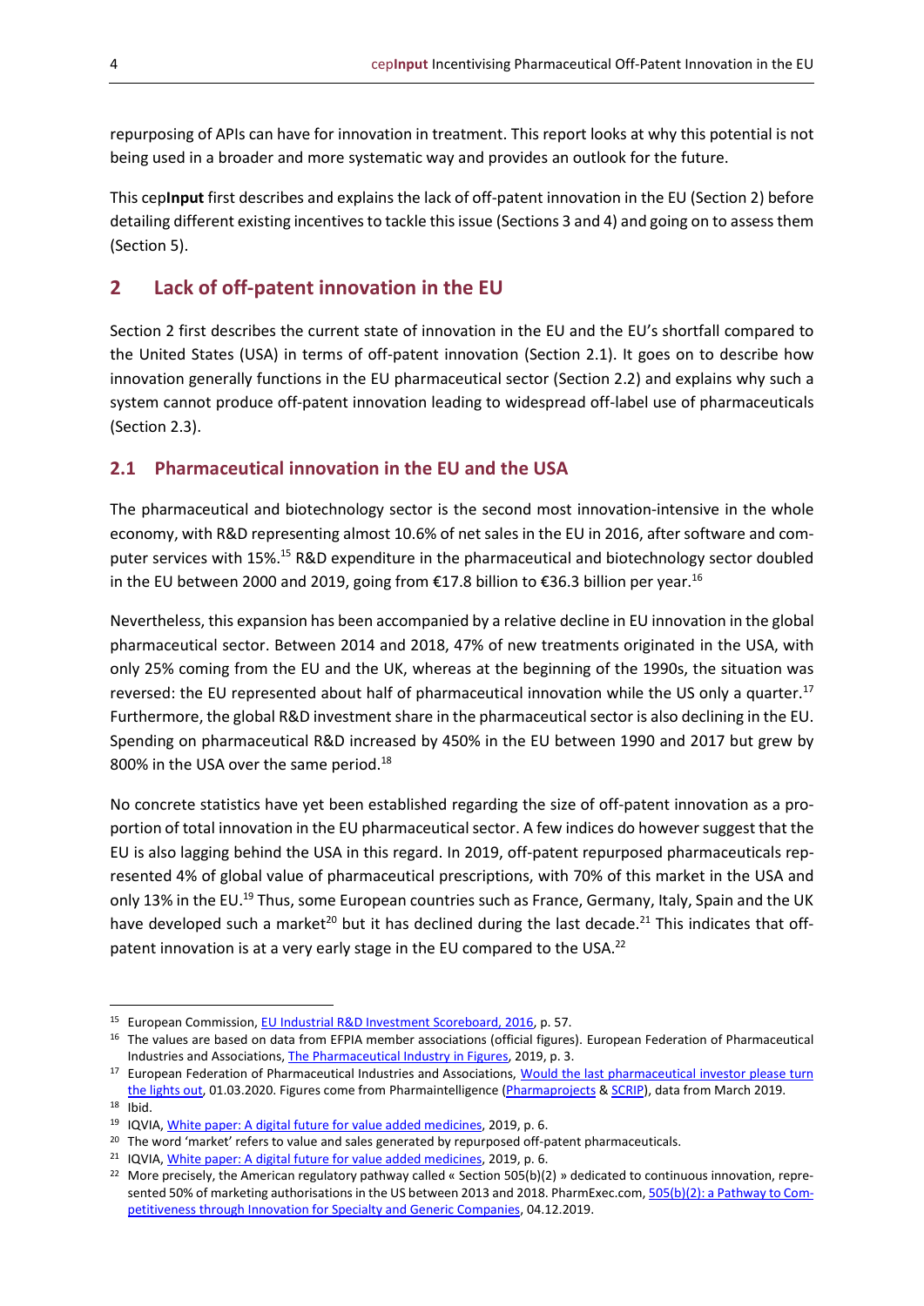repurposing of APIs can have for innovation in treatment. This report looks at why this potential is not being used in a broader and more systematic way and provides an outlook for the future.

This cep**Input** first describes and explains the lack of off-patent innovation in the EU (Section 2) before detailing different existing incentives to tackle this issue (Sections 3 and 4) and going on to assess them (Section 5).

## 2 Lack of off-patent innovation in the EU

Section 2 first describes the current state of innovation in the EU and the EU's shortfall compared to the United States (USA) in terms of off-patent innovation (Section 2.1). It goes on to describe how innovation generally functions in the EU pharmaceutical sector (Section 2.2) and explains why such a system cannot produce off-patent innovation leading to widespread off-label use of pharmaceuticals (Section 2.3).

### 2.1 Pharmaceutical innovation in the EU and the USA

The pharmaceutical and biotechnology sector is the second most innovation-intensive in the whole economy, with R&D representing almost 10.6% of net sales in the EU in 2016, after software and computer services with 15%.[15] R&D expenditure in the pharmaceutical and biotechnology sector doubled in the EU between 2000 and 2019, going from €17.8 billion to €36.3 billion per year.[16]

Nevertheless, this expansion has been accompanied by a relative decline in EU innovation in the global pharmaceutical sector. Between 2014 and 2018, 47% of new treatments originated in the USA, with only 25% coming from the EU and the UK, whereas at the beginning of the 1990s, the situation was reversed: the EU represented about half of pharmaceutical innovation while the US only a quarter.[17] Furthermore, the global R&D investment share in the pharmaceutical sector is also declining in the EU. Spending on pharmaceutical R&D increased by 450% in the EU between 1990 and 2017 but grew by 800% in the USA over the same period.[18]

No concrete statistics have yet been established regarding the size of off-patent innovation as a proportion of total innovation in the EU pharmaceutical sector. A few indices do however suggest that the EU is also lagging behind the USA in this regard. In 2019, off-patent repurposed pharmaceuticals represented 4% of global value of pharmaceutical prescriptions, with 70% of this market in the USA and only 13% in the EU.[19] Thus, some European countries such as France, Germany, Italy, Spain and the UK have developed such a market[20] but it has declined during the last decade.[21] This indicates that off-patent innovation is at a very early stage in the EU compared to the USA.[22]

---

[15] European Commission, EU Industrial R&D Investment Scoreboard, 2016, p. 57.

[16] The values are based on data from EFPIA member associations (official figures). European Federation of Pharmaceutical Industries and Associations, The Pharmaceutical Industry in Figures, 2019, p. 3.

[17] European Federation of Pharmaceutical Industries and Associations, Would the last pharmaceutical investor please turn the lights out, 01.03.2020. Figures come from Pharmaintelligence (Pharmaprojects & SCRIP), data from March 2019.

[18] Ibid.

[19] IQVIA, White paper: A digital future for value added medicines, 2019, p. 6.

[20] The word 'market' refers to value and sales generated by repurposed off-patent pharmaceuticals.

[21] IQVIA, White paper: A digital future for value added medicines, 2019, p. 6.

[22] More precisely, the American regulatory pathway called « Section 505(b)(2) » dedicated to continuous innovation, represented 50% of marketing authorisations in the US between 2013 and 2018. PharmExec.com, 505(b)(2): a Pathway to Competitiveness through Innovation for Specialty and Generic Companies, 04.12.2019.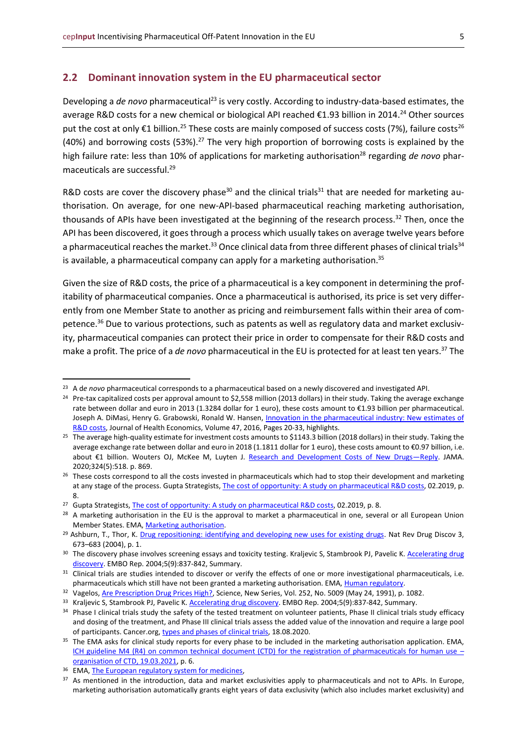## 2.2 Dominant innovation system in the EU pharmaceutical sector

Developing a *de novo* pharmaceutical[23] is very costly. According to industry-data-based estimates, the average R&D costs for a new chemical or biological API reached €1.93 billion in 2014.[24] Other sources put the cost at only €1 billion.[25] These costs are mainly composed of success costs (7%), failure costs[26] (40%) and borrowing costs (53%).[27] The very high proportion of borrowing costs is explained by the high failure rate: less than 10% of applications for marketing authorisation[28] regarding *de novo* pharmaceuticals are successful.[29]

R&D costs are cover the discovery phase[30] and the clinical trials[31] that are needed for marketing authorisation. On average, for one new-API-based pharmaceutical reaching marketing authorisation, thousands of APIs have been investigated at the beginning of the research process.[32] Then, once the API has been discovered, it goes through a process which usually takes on average twelve years before a pharmaceutical reaches the market.[33] Once clinical data from three different phases of clinical trials[34] is available, a pharmaceutical company can apply for a marketing authorisation.[35]

Given the size of R&D costs, the price of a pharmaceutical is a key component in determining the profitability of pharmaceutical companies. Once a pharmaceutical is authorised, its price is set very differently from one Member State to another as pricing and reimbursement falls within their area of competence.[36] Due to various protections, such as patents as well as regulatory data and market exclusivity, pharmaceutical companies can protect their price in order to compensate for their R&D costs and make a profit. The price of a *de novo* pharmaceutical in the EU is protected for at least ten years.[37] The

---

[23] A *de novo* pharmaceutical corresponds to a pharmaceutical based on a newly discovered and investigated API.

[24] Pre-tax capitalized costs per approval amount to $2,558 million (2013 dollars) in their study. Taking the average exchange rate between dollar and euro in 2013 (1.3284 dollar for 1 euro), these costs amount to €1.93 billion per pharmaceutical. Joseph A. DiMasi, Henry G. Grabowski, Ronald W. Hansen, Innovation in the pharmaceutical industry: New estimates of R&D costs, Journal of Health Economics, Volume 47, 2016, Pages 20-33, highlights.

[25] The average high-quality estimate for investment costs amounts to $1143.3 billion (2018 dollars) in their study. Taking the average exchange rate between dollar and euro in 2018 (1.1811 dollar for 1 euro), these costs amount to €0.97 billion, i.e. about €1 billion. Wouters OJ, McKee M, Luyten J. Research and Development Costs of New Drugs—Reply. JAMA. 2020;324(5):518. p. 869.

[26] These costs correspond to all the costs invested in pharmaceuticals which had to stop their development and marketing at any stage of the process. Gupta Strategists, The cost of opportunity: A study on pharmaceutical R&D costs, 02.2019, p. 8.

[27] Gupta Strategists, The cost of opportunity: A study on pharmaceutical R&D costs, 02.2019, p. 8.

[28] A marketing authorisation in the EU is the approval to market a pharmaceutical in one, several or all European Union Member States. EMA, Marketing authorisation.

[29] Ashburn, T., Thor, K. Drug repositioning: identifying and developing new uses for existing drugs. Nat Rev Drug Discov 3, 673–683 (2004), p. 1.

[30] The discovery phase involves screening essays and toxicity testing. Kraljevic S, Stambrook PJ, Pavelic K. Accelerating drug discovery. EMBO Rep. 2004;5(9):837-842, Summary.

[31] Clinical trials are studies intended to discover or verify the effects of one or more investigational pharmaceuticals, i.e. pharmaceuticals which still have not been granted a marketing authorisation. EMA, Human regulatory.

[32] Vagelos, Are Prescription Drug Prices High?, Science, New Series, Vol. 252, No. 5009 (May 24, 1991), p. 1082.

[33] Kraljevic S, Stambrook PJ, Pavelic K. Accelerating drug discovery. EMBO Rep. 2004;5(9):837-842, Summary.

[34] Phase I clinical trials study the safety of the tested treatment on volunteer patients, Phase II clinical trials study efficacy and dosing of the treatment, and Phase III clinical trials assess the added value of the innovation and require a large pool of participants. Cancer.org, types and phases of clinical trials, 18.08.2020.

[35] The EMA asks for clinical study reports for every phase to be included in the marketing authorisation application. EMA, ICH guideline M4 (R4) on common technical document (CTD) for the registration of pharmaceuticals for human use – organisation of CTD, 19.03.2021, p. 6.

[36] EMA, The European regulatory system for medicines,

[37] As mentioned in the introduction, data and market exclusivities apply to pharmaceuticals and not to APIs. In Europe, marketing authorisation automatically grants eight years of data exclusivity (which also includes market exclusivity) and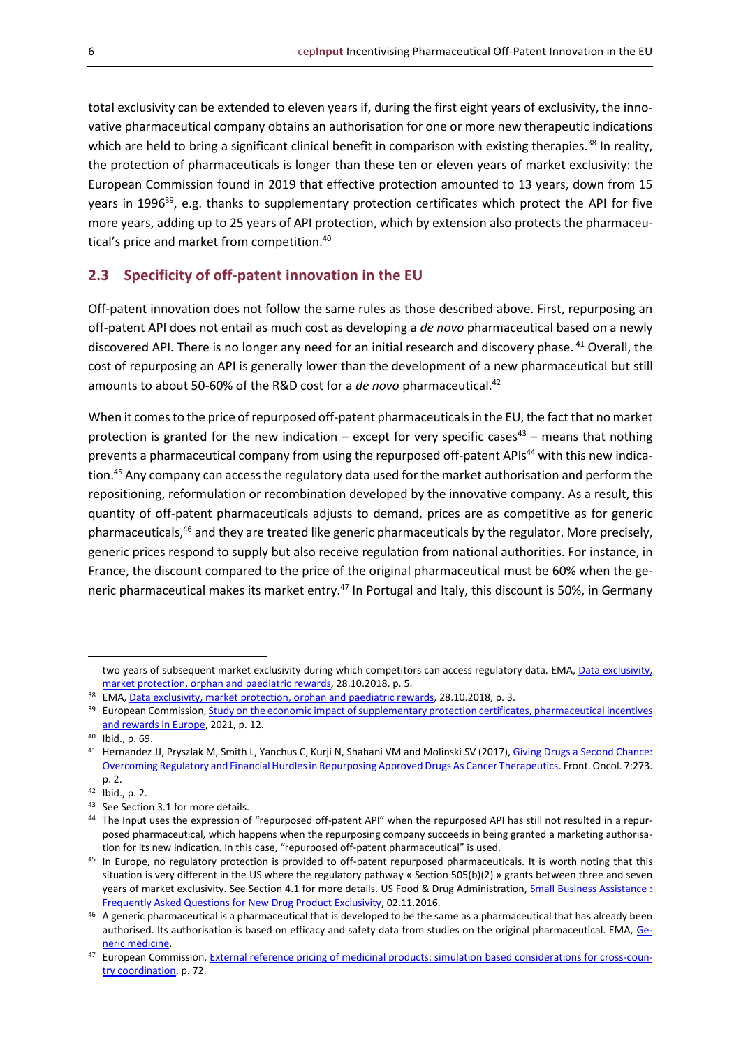total exclusivity can be extended to eleven years if, during the first eight years of exclusivity, the innovative pharmaceutical company obtains an authorisation for one or more new therapeutic indications which are held to bring a significant clinical benefit in comparison with existing therapies.[38] In reality, the protection of pharmaceuticals is longer than these ten or eleven years of market exclusivity: the European Commission found in 2019 that effective protection amounted to 13 years, down from 15 years in 1996[39], e.g. thanks to supplementary protection certificates which protect the API for five more years, adding up to 25 years of API protection, which by extension also protects the pharmaceutical's price and market from competition.[40]

## 2.3 Specificity of off-patent innovation in the EU

Off-patent innovation does not follow the same rules as those described above. First, repurposing an off-patent API does not entail as much cost as developing a *de novo* pharmaceutical based on a newly discovered API. There is no longer any need for an initial research and discovery phase. [41] Overall, the cost of repurposing an API is generally lower than the development of a new pharmaceutical but still amounts to about 50-60% of the R&D cost for a *de novo* pharmaceutical.[42]

When it comes to the price of repurposed off-patent pharmaceuticals in the EU, the fact that no market protection is granted for the new indication – except for very specific cases[43] – means that nothing prevents a pharmaceutical company from using the repurposed off-patent APIs[44] with this new indication.[45] Any company can access the regulatory data used for the market authorisation and perform the repositioning, reformulation or recombination developed by the innovative company. As a result, this quantity of off-patent pharmaceuticals adjusts to demand, prices are as competitive as for generic pharmaceuticals,[46] and they are treated like generic pharmaceuticals by the regulator. More precisely, generic prices respond to supply but also receive regulation from national authorities. For instance, in France, the discount compared to the price of the original pharmaceutical must be 60% when the generic pharmaceutical makes its market entry.[47] In Portugal and Italy, this discount is 50%, in Germany

---

two years of subsequent market exclusivity during which competitors can access regulatory data. EMA, [Data exclusivity, market protection, orphan and paediatric rewards](), 28.10.2018, p. 5.

[38] EMA, [Data exclusivity, market protection, orphan and paediatric rewards](), 28.10.2018, p. 3.

[39] European Commission, [Study on the economic impact of supplementary protection certificates, pharmaceutical incentives and rewards in Europe](), 2021, p. 12.

[40] Ibid., p. 69.

[41] Hernandez JJ, Pryszlak M, Smith L, Yanchus C, Kurji N, Shahani VM and Molinski SV (2017), [Giving Drugs a Second Chance: Overcoming Regulatory and Financial Hurdles in Repurposing Approved Drugs As Cancer Therapeutics](). Front. Oncol. 7:273. p. 2.

[42] Ibid., p. 2.

[43] See Section 3.1 for more details.

[44] The Input uses the expression of "repurposed off-patent API" when the repurposed API has still not resulted in a repurposed pharmaceutical, which happens when the repurposing company succeeds in being granted a marketing authorisation for its new indication. In this case, "repurposed off-patent pharmaceutical" is used.

[45] In Europe, no regulatory protection is provided to off-patent repurposed pharmaceuticals. It is worth noting that this situation is very different in the US where the regulatory pathway « Section 505(b)(2) » grants between three and seven years of market exclusivity. See Section 4.1 for more details. US Food & Drug Administration, [Small Business Assistance : Frequently Asked Questions for New Drug Product Exclusivity](), 02.11.2016.

[46] A generic pharmaceutical is a pharmaceutical that is developed to be the same as a pharmaceutical that has already been authorised. Its authorisation is based on efficacy and safety data from studies on the original pharmaceutical. EMA, [Generic medicine]().

[47] European Commission, [External reference pricing of medicinal products: simulation based considerations for cross-country coordination](), p. 72.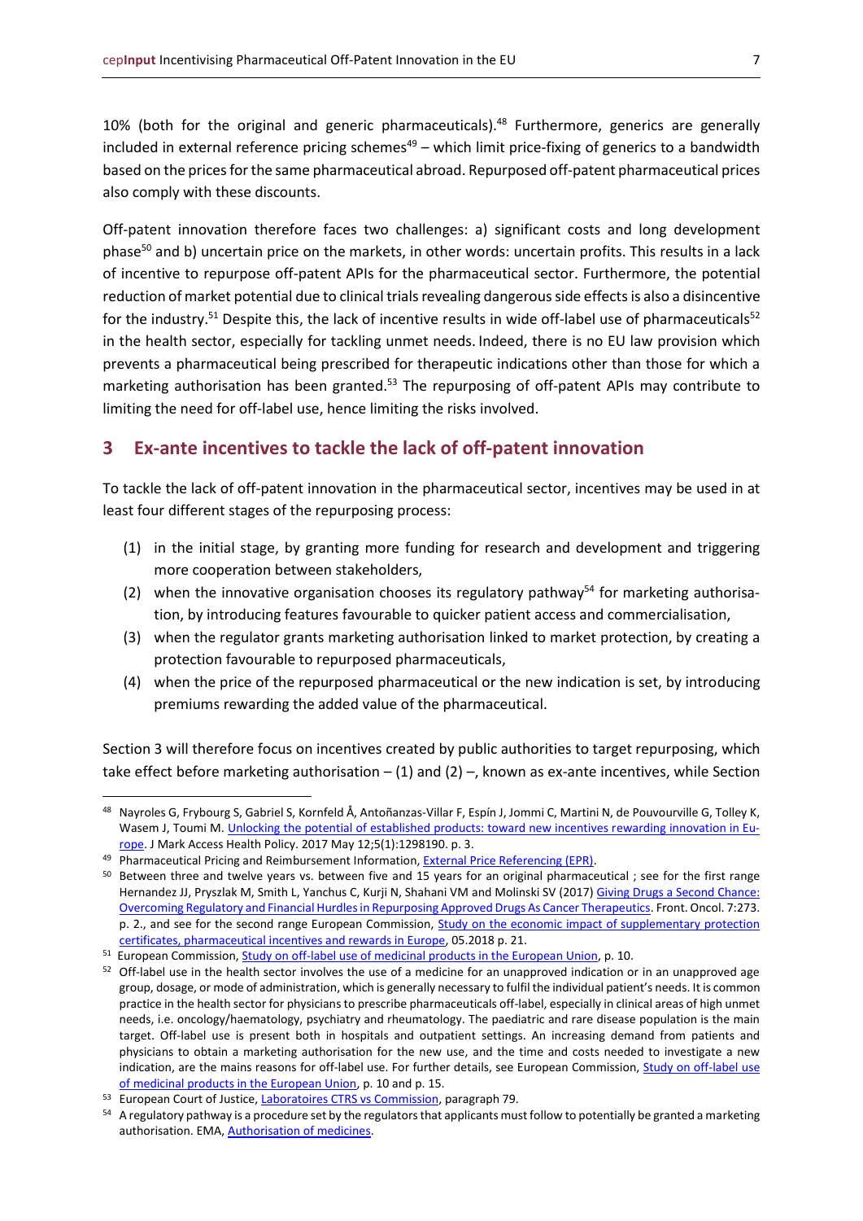10% (both for the original and generic pharmaceuticals).[48] Furthermore, generics are generally included in external reference pricing schemes[49] – which limit price-fixing of generics to a bandwidth based on the prices for the same pharmaceutical abroad. Repurposed off-patent pharmaceutical prices also comply with these discounts.

Off-patent innovation therefore faces two challenges: a) significant costs and long development phase[50] and b) uncertain price on the markets, in other words: uncertain profits. This results in a lack of incentive to repurpose off-patent APIs for the pharmaceutical sector. Furthermore, the potential reduction of market potential due to clinical trials revealing dangerous side effects is also a disincentive for the industry.[51] Despite this, the lack of incentive results in wide off-label use of pharmaceuticals[52] in the health sector, especially for tackling unmet needs. Indeed, there is no EU law provision which prevents a pharmaceutical being prescribed for therapeutic indications other than those for which a marketing authorisation has been granted.[53] The repurposing of off-patent APIs may contribute to limiting the need for off-label use, hence limiting the risks involved.

## 3 Ex-ante incentives to tackle the lack of off-patent innovation

To tackle the lack of off-patent innovation in the pharmaceutical sector, incentives may be used in at least four different stages of the repurposing process:

(1) in the initial stage, by granting more funding for research and development and triggering more cooperation between stakeholders,

(2) when the innovative organisation chooses its regulatory pathway[54] for marketing authorisation, by introducing features favourable to quicker patient access and commercialisation,

(3) when the regulator grants marketing authorisation linked to market protection, by creating a protection favourable to repurposed pharmaceuticals,

(4) when the price of the repurposed pharmaceutical or the new indication is set, by introducing premiums rewarding the added value of the pharmaceutical.

Section 3 will therefore focus on incentives created by public authorities to target repurposing, which take effect before marketing authorisation – (1) and (2) –, known as ex-ante incentives, while Section

---

[48] Nayroles G, Frybourg S, Gabriel S, Kornfeld Å, Antoñanzas-Villar F, Espín J, Jommi C, Martini N, de Pouvourville G, Tolley K, Wasem J, Toumi M. Unlocking the potential of established products: toward new incentives rewarding innovation in Europe. J Mark Access Health Policy. 2017 May 12;5(1):1298190. p. 3.

[49] Pharmaceutical Pricing and Reimbursement Information, External Price Referencing (EPR).

[50] Between three and twelve years vs. between five and 15 years for an original pharmaceutical ; see for the first range Hernandez JJ, Pryszlak M, Smith L, Yanchus C, Kurji N, Shahani VM and Molinski SV (2017) Giving Drugs a Second Chance: Overcoming Regulatory and Financial Hurdles in Repurposing Approved Drugs As Cancer Therapeutics. Front. Oncol. 7:273. p. 2., and see for the second range European Commission, Study on the economic impact of supplementary protection certificates, pharmaceutical incentives and rewards in Europe, 05.2018 p. 21.

[51] European Commission, Study on off-label use of medicinal products in the European Union, p. 10.

[52] Off-label use in the health sector involves the use of a medicine for an unapproved indication or in an unapproved age group, dosage, or mode of administration, which is generally necessary to fulfil the individual patient's needs. It is common practice in the health sector for physicians to prescribe pharmaceuticals off-label, especially in clinical areas of high unmet needs, i.e. oncology/haematology, psychiatry and rheumatology. The paediatric and rare disease population is the main target. Off-label use is present both in hospitals and outpatient settings. An increasing demand from patients and physicians to obtain a marketing authorisation for the new use, and the time and costs needed to investigate a new indication, are the mains reasons for off-label use. For further details, see European Commission, Study on off-label use of medicinal products in the European Union, p. 10 and p. 15.

[53] European Court of Justice, Laboratoires CTRS vs Commission, paragraph 79.

[54] A regulatory pathway is a procedure set by the regulators that applicants must follow to potentially be granted a marketing authorisation. EMA, Authorisation of medicines.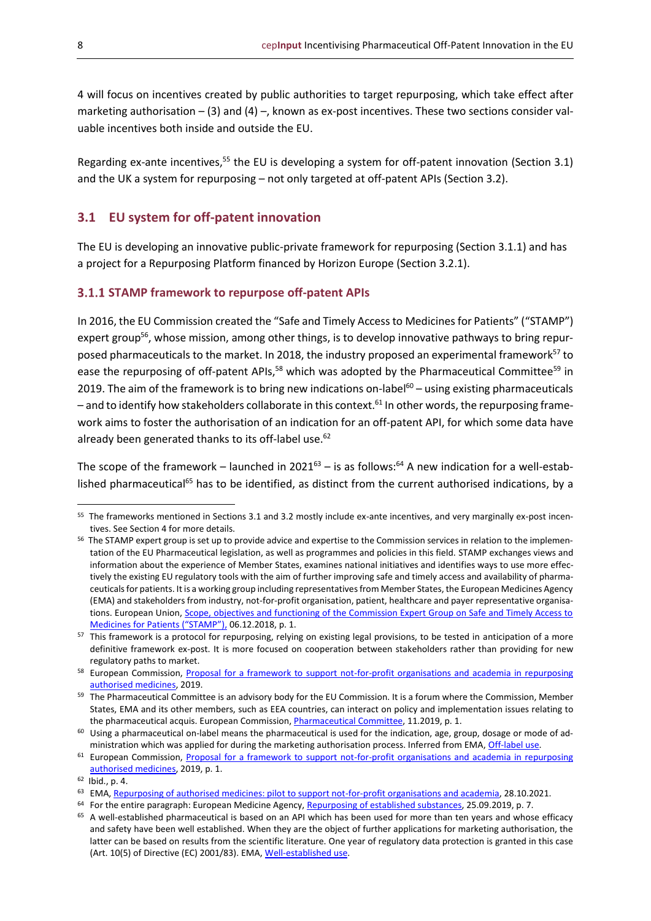4 will focus on incentives created by public authorities to target repurposing, which take effect after marketing authorisation – (3) and (4) –, known as ex-post incentives. These two sections consider valuable incentives both inside and outside the EU.

Regarding ex-ante incentives,[55] the EU is developing a system for off-patent innovation (Section 3.1) and the UK a system for repurposing – not only targeted at off-patent APIs (Section 3.2).

## 3.1 EU system for off-patent innovation

The EU is developing an innovative public-private framework for repurposing (Section 3.1.1) and has a project for a Repurposing Platform financed by Horizon Europe (Section 3.2.1).

### 3.1.1 STAMP framework to repurpose off-patent APIs

In 2016, the EU Commission created the "Safe and Timely Access to Medicines for Patients" ("STAMP") expert group[56], whose mission, among other things, is to develop innovative pathways to bring repurposed pharmaceuticals to the market. In 2018, the industry proposed an experimental framework[57] to ease the repurposing of off-patent APIs,[58] which was adopted by the Pharmaceutical Committee[59] in 2019. The aim of the framework is to bring new indications on-label[60] – using existing pharmaceuticals – and to identify how stakeholders collaborate in this context.[61] In other words, the repurposing framework aims to foster the authorisation of an indication for an off-patent API, for which some data have already been generated thanks to its off-label use.[62]

The scope of the framework – launched in 2021[63] – is as follows:[64] A new indication for a well-established pharmaceutical[65] has to be identified, as distinct from the current authorised indications, by a

---

[55] The frameworks mentioned in Sections 3.1 and 3.2 mostly include ex-ante incentives, and very marginally ex-post incentives. See Section 4 for more details.

[56] The STAMP expert group is set up to provide advice and expertise to the Commission services in relation to the implementation of the EU Pharmaceutical legislation, as well as programmes and policies in this field. STAMP exchanges views and information about the experience of Member States, examines national initiatives and identifies ways to use more effectively the existing EU regulatory tools with the aim of further improving safe and timely access and availability of pharmaceuticals for patients. It is a working group including representatives from Member States, the European Medicines Agency (EMA) and stakeholders from industry, not-for-profit organisation, patient, healthcare and payer representative organisations. European Union, Scope, objectives and functioning of the Commission Expert Group on Safe and Timely Access to Medicines for Patients ("STAMP"), 06.12.2018, p. 1.

[57] This framework is a protocol for repurposing, relying on existing legal provisions, to be tested in anticipation of a more definitive framework ex-post. It is more focused on cooperation between stakeholders rather than providing for new regulatory paths to market.

[58] European Commission, Proposal for a framework to support not-for-profit organisations and academia in repurposing authorised medicines, 2019.

[59] The Pharmaceutical Committee is an advisory body for the EU Commission. It is a forum where the Commission, Member States, EMA and its other members, such as EEA countries, can interact on policy and implementation issues relating to the pharmaceutical acquis. European Commission, Pharmaceutical Committee, 11.2019, p. 1.

[60] Using a pharmaceutical on-label means the pharmaceutical is used for the indication, age, group, dosage or mode of administration which was applied for during the marketing authorisation process. Inferred from EMA, Off-label use.

[61] European Commission, Proposal for a framework to support not-for-profit organisations and academia in repurposing authorised medicines, 2019, p. 1.

[62] Ibid., p. 4.

[63] EMA, Repurposing of authorised medicines: pilot to support not-for-profit organisations and academia, 28.10.2021.

[64] For the entire paragraph: European Medicine Agency, Repurposing of established substances, 25.09.2019, p. 7.

[65] A well-established pharmaceutical is based on an API which has been used for more than ten years and whose efficacy and safety have been well established. When they are the object of further applications for marketing authorisation, the latter can be based on results from the scientific literature. One year of regulatory data protection is granted in this case (Art. 10(5) of Directive (EC) 2001/83). EMA, Well-established use.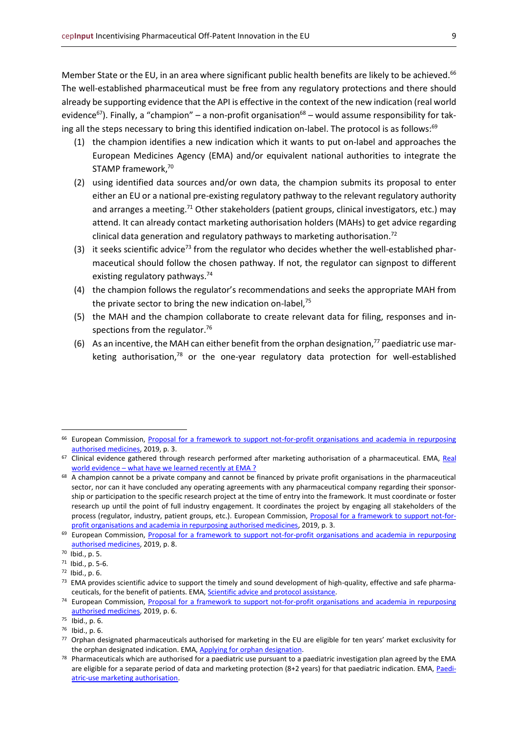Member State or the EU, in an area where significant public health benefits are likely to be achieved.[66] The well-established pharmaceutical must be free from any regulatory protections and there should already be supporting evidence that the API is effective in the context of the new indication (real world evidence[67]). Finally, a "champion" – a non-profit organisation[68] – would assume responsibility for taking all the steps necessary to bring this identified indication on-label. The protocol is as follows:[69]

(1) the champion identifies a new indication which it wants to put on-label and approaches the European Medicines Agency (EMA) and/or equivalent national authorities to integrate the STAMP framework,[70]

(2) using identified data sources and/or own data, the champion submits its proposal to enter either an EU or a national pre-existing regulatory pathway to the relevant regulatory authority and arranges a meeting.[71] Other stakeholders (patient groups, clinical investigators, etc.) may attend. It can already contact marketing authorisation holders (MAHs) to get advice regarding clinical data generation and regulatory pathways to marketing authorisation.[72]

(3) it seeks scientific advice[73] from the regulator who decides whether the well-established pharmaceutical should follow the chosen pathway. If not, the regulator can signpost to different existing regulatory pathways.[74]

(4) the champion follows the regulator's recommendations and seeks the appropriate MAH from the private sector to bring the new indication on-label,[75]

(5) the MAH and the champion collaborate to create relevant data for filing, responses and inspections from the regulator.[76]

(6) As an incentive, the MAH can either benefit from the orphan designation,[77] paediatric use marketing authorisation,[78] or the one-year regulatory data protection for well-established

---

[66] European Commission, Proposal for a framework to support not-for-profit organisations and academia in repurposing authorised medicines, 2019, p. 3.

[67] Clinical evidence gathered through research performed after marketing authorisation of a pharmaceutical. EMA, Real world evidence – what have we learned recently at EMA ?

[68] A champion cannot be a private company and cannot be financed by private profit organisations in the pharmaceutical sector, nor can it have concluded any operating agreements with any pharmaceutical company regarding their sponsorship or participation to the specific research project at the time of entry into the framework. It must coordinate or foster research up until the point of full industry engagement. It coordinates the project by engaging all stakeholders of the process (regulator, industry, patient groups, etc.). European Commission, Proposal for a framework to support not-for-profit organisations and academia in repurposing authorised medicines, 2019, p. 3.

[69] European Commission, Proposal for a framework to support not-for-profit organisations and academia in repurposing authorised medicines, 2019, p. 8.

[70] Ibid., p. 5.

[71] Ibid., p. 5-6.

[72] Ibid., p. 6.

[73] EMA provides scientific advice to support the timely and sound development of high-quality, effective and safe pharmaceuticals, for the benefit of patients. EMA, Scientific advice and protocol assistance.

[74] European Commission, Proposal for a framework to support not-for-profit organisations and academia in repurposing authorised medicines, 2019, p. 6.

[75] Ibid., p. 6.

[76] Ibid., p. 6.

[77] Orphan designated pharmaceuticals authorised for marketing in the EU are eligible for ten years' market exclusivity for the orphan designated indication. EMA, Applying for orphan designation.

[78] Pharmaceuticals which are authorised for a paediatric use pursuant to a paediatric investigation plan agreed by the EMA are eligible for a separate period of data and marketing protection (8+2 years) for that paediatric indication. EMA, Paediatric-use marketing authorisation.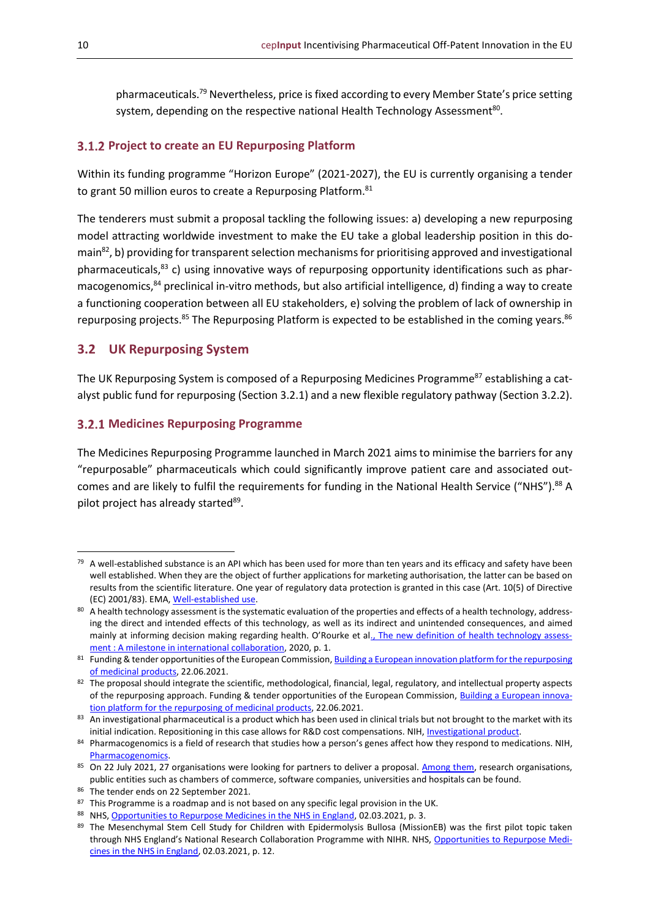pharmaceuticals.[79] Nevertheless, price is fixed according to every Member State's price setting system, depending on the respective national Health Technology Assessment[80].

### 3.1.2 Project to create an EU Repurposing Platform

Within its funding programme "Horizon Europe" (2021-2027), the EU is currently organising a tender to grant 50 million euros to create a Repurposing Platform.[81]

The tenderers must submit a proposal tackling the following issues: a) developing a new repurposing model attracting worldwide investment to make the EU take a global leadership position in this domain[82], b) providing for transparent selection mechanisms for prioritising approved and investigational pharmaceuticals,[83] c) using innovative ways of repurposing opportunity identifications such as pharmacogenomics,[84] preclinical in-vitro methods, but also artificial intelligence, d) finding a way to create a functioning cooperation between all EU stakeholders, e) solving the problem of lack of ownership in repurposing projects.[85] The Repurposing Platform is expected to be established in the coming years.[86]

## 3.2 UK Repurposing System

The UK Repurposing System is composed of a Repurposing Medicines Programme[87] establishing a catalyst public fund for repurposing (Section 3.2.1) and a new flexible regulatory pathway (Section 3.2.2).

### 3.2.1 Medicines Repurposing Programme

The Medicines Repurposing Programme launched in March 2021 aims to minimise the barriers for any "repurposable" pharmaceuticals which could significantly improve patient care and associated outcomes and are likely to fulfil the requirements for funding in the National Health Service ("NHS").[88] A pilot project has already started[89].

---

[79] A well-established substance is an API which has been used for more than ten years and its efficacy and safety have been well established. When they are the object of further applications for marketing authorisation, the latter can be based on results from the scientific literature. One year of regulatory data protection is granted in this case (Art. 10(5) of Directive (EC) 2001/83). EMA, Well-established use.

[80] A health technology assessment is the systematic evaluation of the properties and effects of a health technology, addressing the direct and intended effects of this technology, as well as its indirect and unintended consequences, and aimed mainly at informing decision making regarding health. O'Rourke et al., The new definition of health technology assessment : A milestone in international collaboration, 2020, p. 1.

[81] Funding & tender opportunities of the European Commission, Building a European innovation platform for the repurposing of medicinal products, 22.06.2021.

[82] The proposal should integrate the scientific, methodological, financial, legal, regulatory, and intellectual property aspects of the repurposing approach. Funding & tender opportunities of the European Commission, Building a European innovation platform for the repurposing of medicinal products, 22.06.2021.

[83] An investigational pharmaceutical is a product which has been used in clinical trials but not brought to the market with its initial indication. Repositioning in this case allows for R&D cost compensations. NIH, Investigational product.

[84] Pharmacogenomics is a field of research that studies how a person's genes affect how they respond to medications. NIH, Pharmacogenomics.

[85] On 22 July 2021, 27 organisations were looking for partners to deliver a proposal. Among them, research organisations, public entities such as chambers of commerce, software companies, universities and hospitals can be found.

[86] The tender ends on 22 September 2021.

[87] This Programme is a roadmap and is not based on any specific legal provision in the UK.

[88] NHS, Opportunities to Repurpose Medicines in the NHS in England, 02.03.2021, p. 3.

[89] The Mesenchymal Stem Cell Study for Children with Epidermolysis Bullosa (MissionEB) was the first pilot topic taken through NHS England's National Research Collaboration Programme with NIHR. NHS, Opportunities to Repurpose Medicines in the NHS in England, 02.03.2021, p. 12.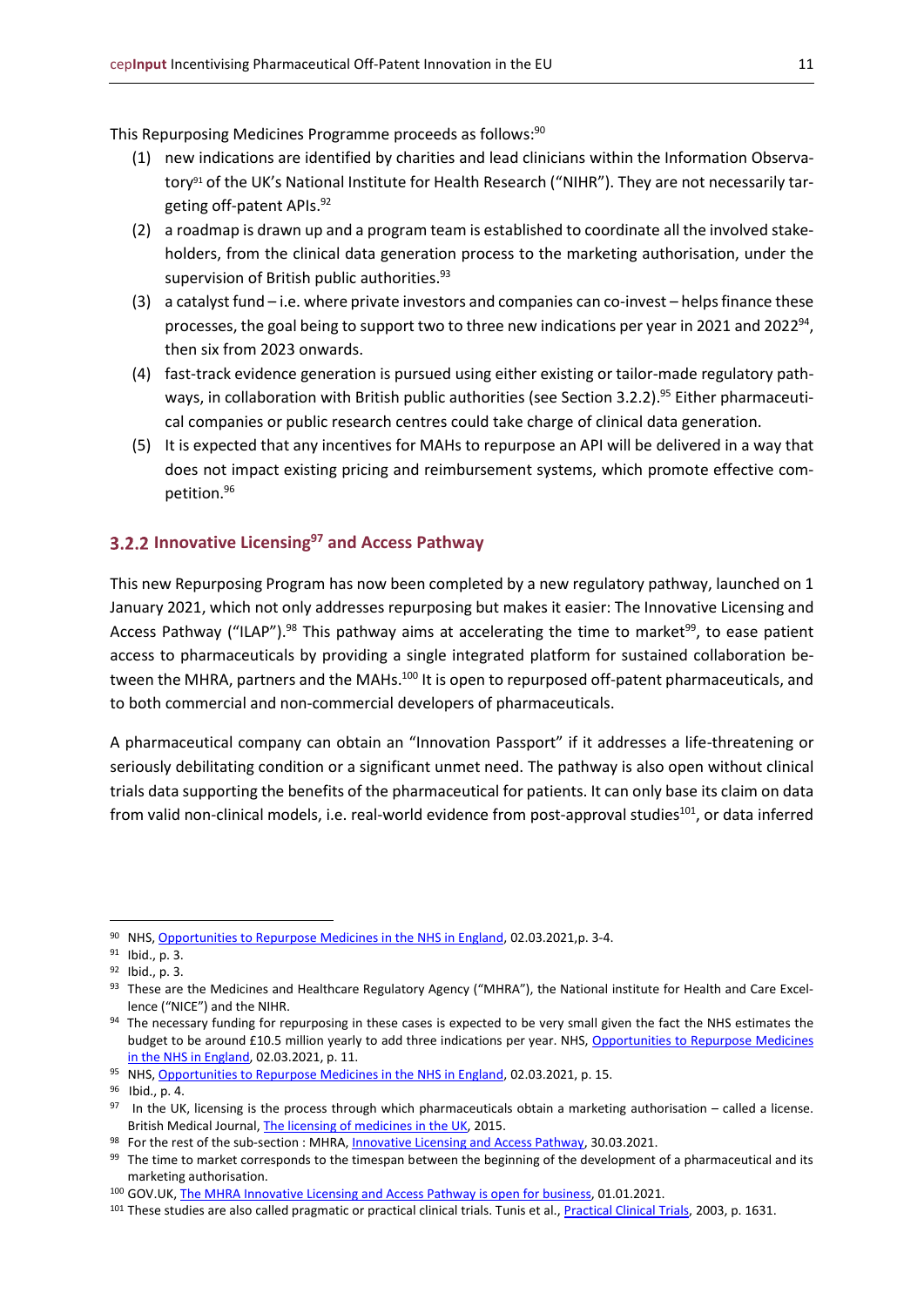This Repurposing Medicines Programme proceeds as follows:[90]

(1) new indications are identified by charities and lead clinicians within the Information Observatory[91] of the UK's National Institute for Health Research ("NIHR"). They are not necessarily targeting off-patent APIs.[92]
(2) a roadmap is drawn up and a program team is established to coordinate all the involved stakeholders, from the clinical data generation process to the marketing authorisation, under the supervision of British public authorities.[93]
(3) a catalyst fund – i.e. where private investors and companies can co-invest – helps finance these processes, the goal being to support two to three new indications per year in 2021 and 2022[94], then six from 2023 onwards.
(4) fast-track evidence generation is pursued using either existing or tailor-made regulatory pathways, in collaboration with British public authorities (see Section 3.2.2).[95] Either pharmaceutical companies or public research centres could take charge of clinical data generation.
(5) It is expected that any incentives for MAHs to repurpose an API will be delivered in a way that does not impact existing pricing and reimbursement systems, which promote effective competition.[96]

### 3.2.2 Innovative Licensing[97] and Access Pathway

This new Repurposing Program has now been completed by a new regulatory pathway, launched on 1 January 2021, which not only addresses repurposing but makes it easier: The Innovative Licensing and Access Pathway ("ILAP").[98] This pathway aims at accelerating the time to market[99], to ease patient access to pharmaceuticals by providing a single integrated platform for sustained collaboration between the MHRA, partners and the MAHs.[100] It is open to repurposed off-patent pharmaceuticals, and to both commercial and non-commercial developers of pharmaceuticals.

A pharmaceutical company can obtain an "Innovation Passport" if it addresses a life-threatening or seriously debilitating condition or a significant unmet need. The pathway is also open without clinical trials data supporting the benefits of the pharmaceutical for patients. It can only base its claim on data from valid non-clinical models, i.e. real-world evidence from post-approval studies[101], or data inferred

---

[90] NHS, Opportunities to Repurpose Medicines in the NHS in England, 02.03.2021,p. 3-4.

[91] Ibid., p. 3.

[92] Ibid., p. 3.

[93] These are the Medicines and Healthcare Regulatory Agency ("MHRA"), the National institute for Health and Care Excellence ("NICE") and the NIHR.

[94] The necessary funding for repurposing in these cases is expected to be very small given the fact the NHS estimates the budget to be around £10.5 million yearly to add three indications per year. NHS, Opportunities to Repurpose Medicines in the NHS in England, 02.03.2021, p. 11.

[95] NHS, Opportunities to Repurpose Medicines in the NHS in England, 02.03.2021, p. 15.

[96] Ibid., p. 4.

[97] In the UK, licensing is the process through which pharmaceuticals obtain a marketing authorisation – called a license. British Medical Journal, The licensing of medicines in the UK, 2015.

[98] For the rest of the sub-section : MHRA, Innovative Licensing and Access Pathway, 30.03.2021.

[99] The time to market corresponds to the timespan between the beginning of the development of a pharmaceutical and its marketing authorisation.

[100] GOV.UK, The MHRA Innovative Licensing and Access Pathway is open for business, 01.01.2021.

[101] These studies are also called pragmatic or practical clinical trials. Tunis et al., Practical Clinical Trials, 2003, p. 1631.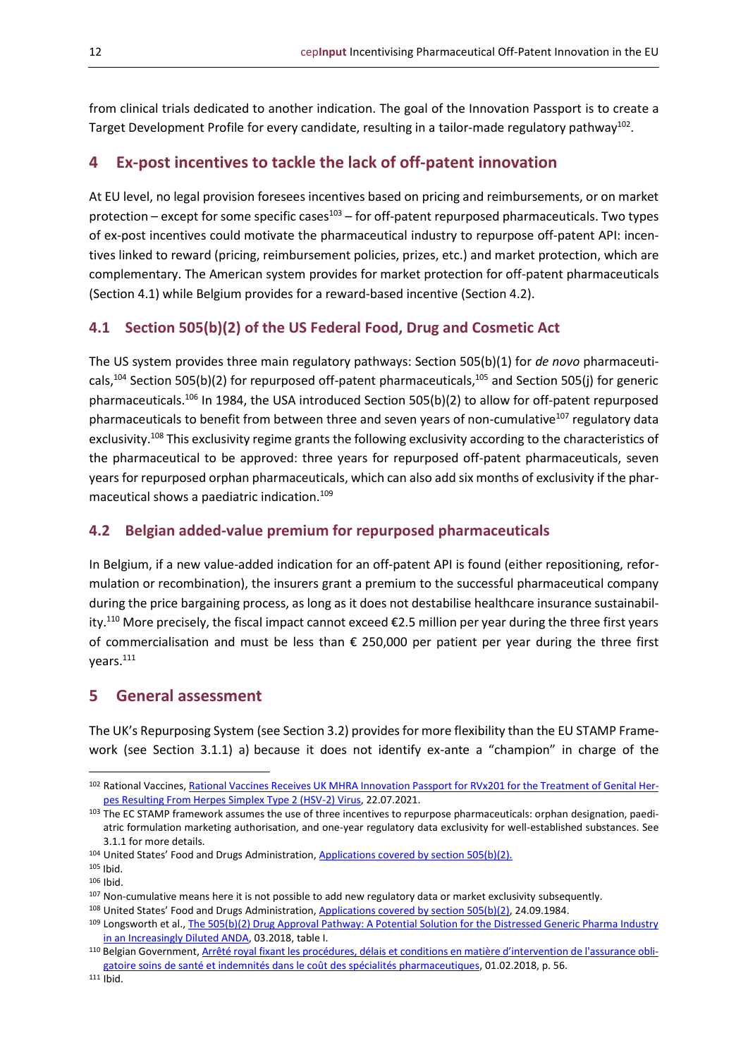from clinical trials dedicated to another indication. The goal of the Innovation Passport is to create a Target Development Profile for every candidate, resulting in a tailor-made regulatory pathway[102].

## 4 Ex-post incentives to tackle the lack of off-patent innovation

At EU level, no legal provision foresees incentives based on pricing and reimbursements, or on market protection – except for some specific cases[103] – for off-patent repurposed pharmaceuticals. Two types of ex-post incentives could motivate the pharmaceutical industry to repurpose off-patent API: incentives linked to reward (pricing, reimbursement policies, prizes, etc.) and market protection, which are complementary. The American system provides for market protection for off-patent pharmaceuticals (Section 4.1) while Belgium provides for a reward-based incentive (Section 4.2).

### 4.1 Section 505(b)(2) of the US Federal Food, Drug and Cosmetic Act

The US system provides three main regulatory pathways: Section 505(b)(1) for *de novo* pharmaceuticals,[104] Section 505(b)(2) for repurposed off-patent pharmaceuticals,[105] and Section 505(j) for generic pharmaceuticals.[106] In 1984, the USA introduced Section 505(b)(2) to allow for off-patent repurposed pharmaceuticals to benefit from between three and seven years of non-cumulative[107] regulatory data exclusivity.[108] This exclusivity regime grants the following exclusivity according to the characteristics of the pharmaceutical to be approved: three years for repurposed off-patent pharmaceuticals, seven years for repurposed orphan pharmaceuticals, which can also add six months of exclusivity if the pharmaceutical shows a paediatric indication.[109]

### 4.2 Belgian added-value premium for repurposed pharmaceuticals

In Belgium, if a new value-added indication for an off-patent API is found (either repositioning, reformulation or recombination), the insurers grant a premium to the successful pharmaceutical company during the price bargaining process, as long as it does not destabilise healthcare insurance sustainability.[110] More precisely, the fiscal impact cannot exceed €2.5 million per year during the three first years of commercialisation and must be less than € 250,000 per patient per year during the three first years.[111]

## 5 General assessment

The UK's Repurposing System (see Section 3.2) provides for more flexibility than the EU STAMP Framework (see Section 3.1.1) a) because it does not identify ex-ante a "champion" in charge of the

---

[102] Rational Vaccines, Rational Vaccines Receives UK MHRA Innovation Passport for RVx201 for the Treatment of Genital Herpes Resulting From Herpes Simplex Type 2 (HSV-2) Virus, 22.07.2021.

[103] The EC STAMP framework assumes the use of three incentives to repurpose pharmaceuticals: orphan designation, paediatric formulation marketing authorisation, and one-year regulatory data exclusivity for well-established substances. See 3.1.1 for more details.

[104] United States' Food and Drugs Administration, Applications covered by section 505(b)(2).

[105] Ibid.

[106] Ibid.

[107] Non-cumulative means here it is not possible to add new regulatory data or market exclusivity subsequently.

[108] United States' Food and Drugs Administration, Applications covered by section 505(b)(2), 24.09.1984.

[109] Longsworth et al., The 505(b)(2) Drug Approval Pathway: A Potential Solution for the Distressed Generic Pharma Industry in an Increasingly Diluted ANDA, 03.2018, table I.

[110] Belgian Government, Arrêté royal fixant les procédures, délais et conditions en matière d'intervention de l'assurance obligatoire soins de santé et indemnités dans le coût des spécialités pharmaceutiques, 01.02.2018, p. 56.

[111] Ibid.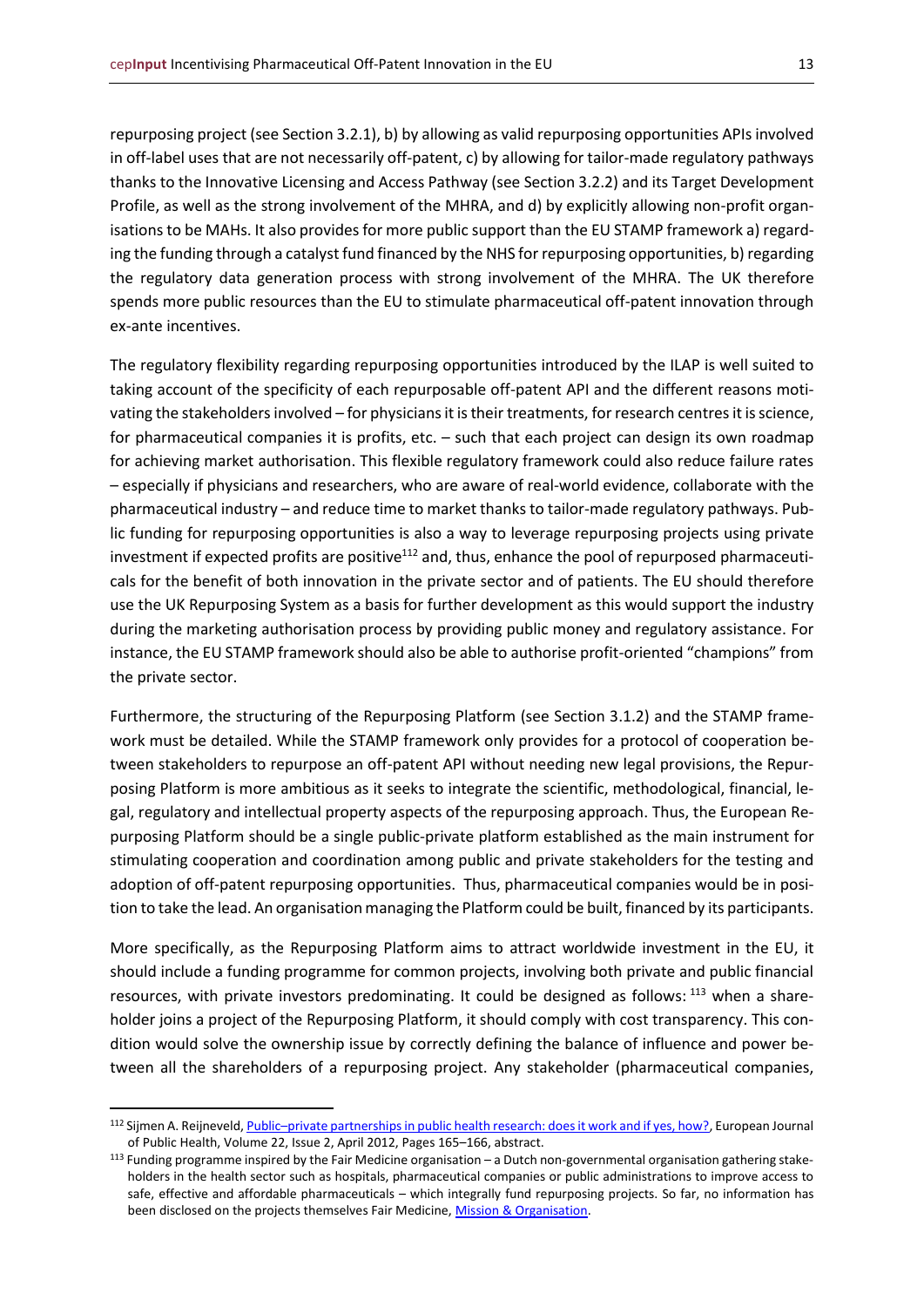repurposing project (see Section 3.2.1), b) by allowing as valid repurposing opportunities APIs involved in off-label uses that are not necessarily off-patent, c) by allowing for tailor-made regulatory pathways thanks to the Innovative Licensing and Access Pathway (see Section 3.2.2) and its Target Development Profile, as well as the strong involvement of the MHRA, and d) by explicitly allowing non-profit organisations to be MAHs. It also provides for more public support than the EU STAMP framework a) regarding the funding through a catalyst fund financed by the NHS for repurposing opportunities, b) regarding the regulatory data generation process with strong involvement of the MHRA. The UK therefore spends more public resources than the EU to stimulate pharmaceutical off-patent innovation through ex-ante incentives.

The regulatory flexibility regarding repurposing opportunities introduced by the ILAP is well suited to taking account of the specificity of each repurposable off-patent API and the different reasons motivating the stakeholders involved – for physicians it is their treatments, for research centres it is science, for pharmaceutical companies it is profits, etc. – such that each project can design its own roadmap for achieving market authorisation. This flexible regulatory framework could also reduce failure rates – especially if physicians and researchers, who are aware of real-world evidence, collaborate with the pharmaceutical industry – and reduce time to market thanks to tailor-made regulatory pathways. Public funding for repurposing opportunities is also a way to leverage repurposing projects using private investment if expected profits are positive[112] and, thus, enhance the pool of repurposed pharmaceuticals for the benefit of both innovation in the private sector and of patients. The EU should therefore use the UK Repurposing System as a basis for further development as this would support the industry during the marketing authorisation process by providing public money and regulatory assistance. For instance, the EU STAMP framework should also be able to authorise profit-oriented "champions" from the private sector.

Furthermore, the structuring of the Repurposing Platform (see Section 3.1.2) and the STAMP framework must be detailed. While the STAMP framework only provides for a protocol of cooperation between stakeholders to repurpose an off-patent API without needing new legal provisions, the Repurposing Platform is more ambitious as it seeks to integrate the scientific, methodological, financial, legal, regulatory and intellectual property aspects of the repurposing approach. Thus, the European Repurposing Platform should be a single public-private platform established as the main instrument for stimulating cooperation and coordination among public and private stakeholders for the testing and adoption of off-patent repurposing opportunities. Thus, pharmaceutical companies would be in position to take the lead. An organisation managing the Platform could be built, financed by its participants.

More specifically, as the Repurposing Platform aims to attract worldwide investment in the EU, it should include a funding programme for common projects, involving both private and public financial resources, with private investors predominating. It could be designed as follows: [113] when a shareholder joins a project of the Repurposing Platform, it should comply with cost transparency. This condition would solve the ownership issue by correctly defining the balance of influence and power between all the shareholders of a repurposing project. Any stakeholder (pharmaceutical companies,

---

[112] Sijmen A. Reijneveld, Public–private partnerships in public health research: does it work and if yes, how?, European Journal of Public Health, Volume 22, Issue 2, April 2012, Pages 165–166, abstract.

[113] Funding programme inspired by the Fair Medicine organisation – a Dutch non-governmental organisation gathering stakeholders in the health sector such as hospitals, pharmaceutical companies or public administrations to improve access to safe, effective and affordable pharmaceuticals – which integrally fund repurposing projects. So far, no information has been disclosed on the projects themselves Fair Medicine, Mission & Organisation.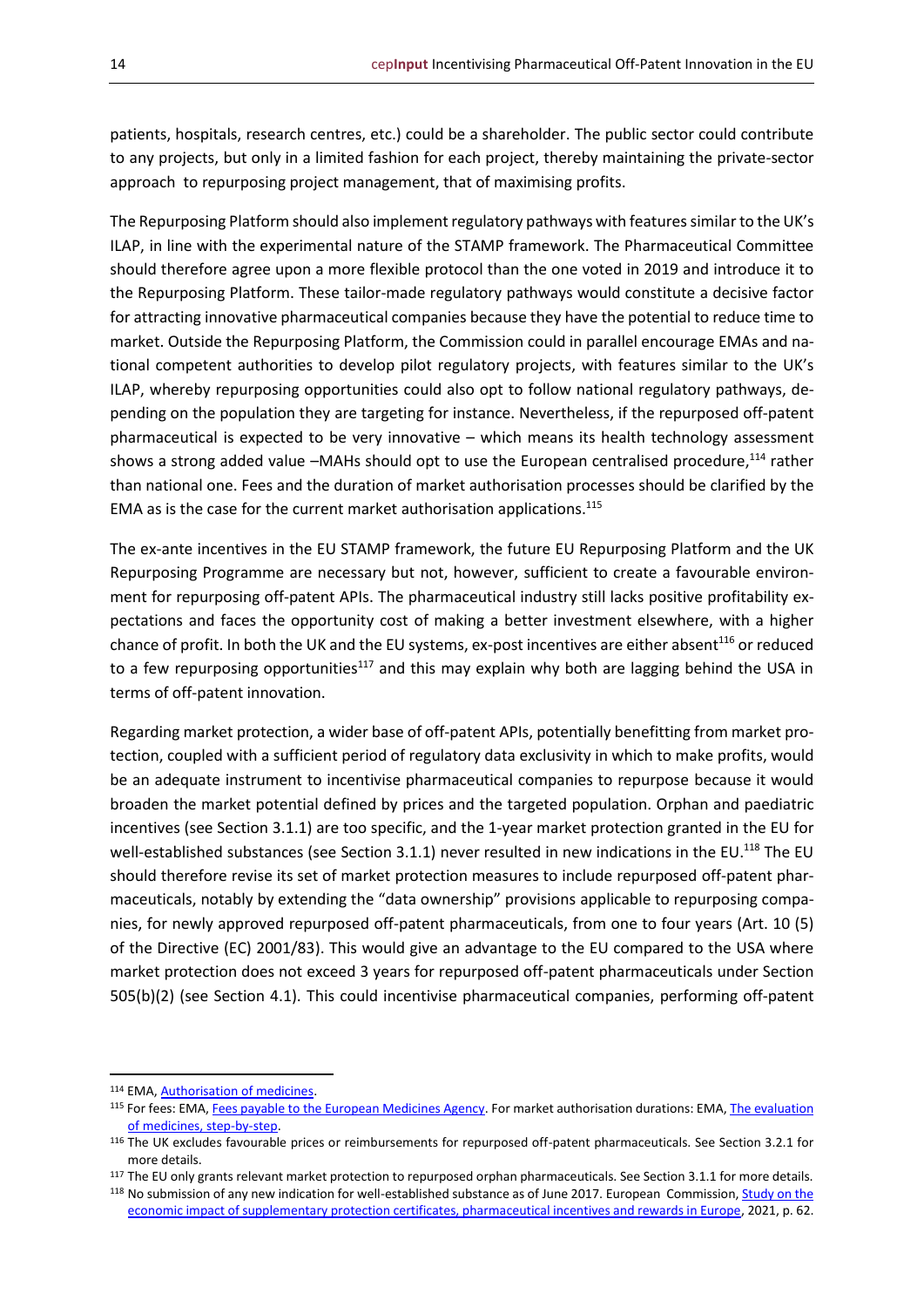patients, hospitals, research centres, etc.) could be a shareholder. The public sector could contribute to any projects, but only in a limited fashion for each project, thereby maintaining the private-sector approach to repurposing project management, that of maximising profits.

The Repurposing Platform should also implement regulatory pathways with features similar to the UK's ILAP, in line with the experimental nature of the STAMP framework. The Pharmaceutical Committee should therefore agree upon a more flexible protocol than the one voted in 2019 and introduce it to the Repurposing Platform. These tailor-made regulatory pathways would constitute a decisive factor for attracting innovative pharmaceutical companies because they have the potential to reduce time to market. Outside the Repurposing Platform, the Commission could in parallel encourage EMAs and national competent authorities to develop pilot regulatory projects, with features similar to the UK's ILAP, whereby repurposing opportunities could also opt to follow national regulatory pathways, depending on the population they are targeting for instance. Nevertheless, if the repurposed off-patent pharmaceutical is expected to be very innovative – which means its health technology assessment shows a strong added value –MAHs should opt to use the European centralised procedure,[114] rather than national one. Fees and the duration of market authorisation processes should be clarified by the EMA as is the case for the current market authorisation applications.[115]

The ex-ante incentives in the EU STAMP framework, the future EU Repurposing Platform and the UK Repurposing Programme are necessary but not, however, sufficient to create a favourable environment for repurposing off-patent APIs. The pharmaceutical industry still lacks positive profitability expectations and faces the opportunity cost of making a better investment elsewhere, with a higher chance of profit. In both the UK and the EU systems, ex-post incentives are either absent[116] or reduced to a few repurposing opportunities[117] and this may explain why both are lagging behind the USA in terms of off-patent innovation.

Regarding market protection, a wider base of off-patent APIs, potentially benefitting from market protection, coupled with a sufficient period of regulatory data exclusivity in which to make profits, would be an adequate instrument to incentivise pharmaceutical companies to repurpose because it would broaden the market potential defined by prices and the targeted population. Orphan and paediatric incentives (see Section 3.1.1) are too specific, and the 1-year market protection granted in the EU for well-established substances (see Section 3.1.1) never resulted in new indications in the EU.[118] The EU should therefore revise its set of market protection measures to include repurposed off-patent pharmaceuticals, notably by extending the "data ownership" provisions applicable to repurposing companies, for newly approved repurposed off-patent pharmaceuticals, from one to four years (Art. 10 (5) of the Directive (EC) 2001/83). This would give an advantage to the EU compared to the USA where market protection does not exceed 3 years for repurposed off-patent pharmaceuticals under Section 505(b)(2) (see Section 4.1). This could incentivise pharmaceutical companies, performing off-patent

---

[114] EMA, Authorisation of medicines.

[115] For fees: EMA, Fees payable to the European Medicines Agency. For market authorisation durations: EMA, The evaluation of medicines, step-by-step.

[116] The UK excludes favourable prices or reimbursements for repurposed off-patent pharmaceuticals. See Section 3.2.1 for more details.

[117] The EU only grants relevant market protection to repurposed orphan pharmaceuticals. See Section 3.1.1 for more details.

[118] No submission of any new indication for well-established substance as of June 2017. European Commission, Study on the economic impact of supplementary protection certificates, pharmaceutical incentives and rewards in Europe, 2021, p. 62.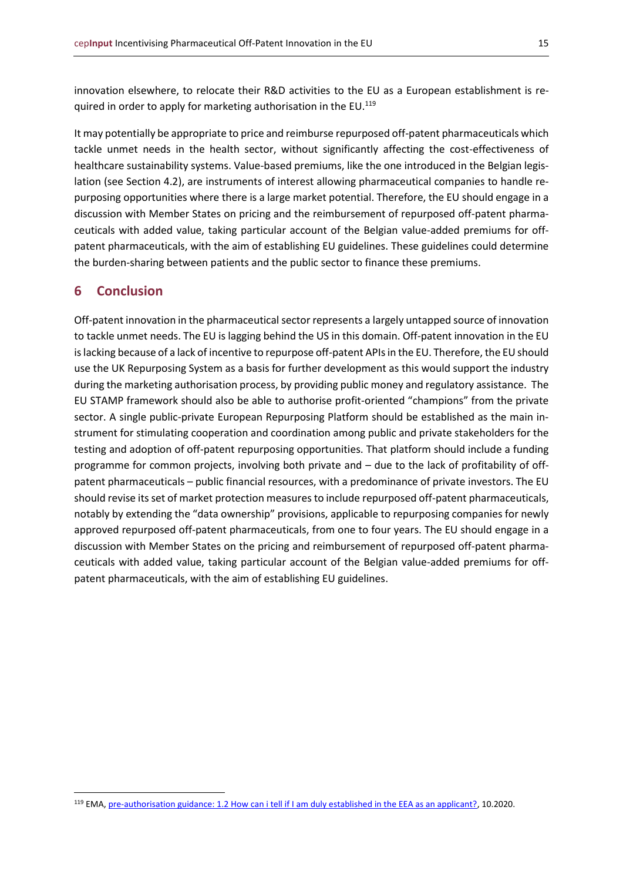innovation elsewhere, to relocate their R&D activities to the EU as a European establishment is required in order to apply for marketing authorisation in the EU.[119]

It may potentially be appropriate to price and reimburse repurposed off-patent pharmaceuticals which tackle unmet needs in the health sector, without significantly affecting the cost-effectiveness of healthcare sustainability systems. Value-based premiums, like the one introduced in the Belgian legislation (see Section 4.2), are instruments of interest allowing pharmaceutical companies to handle repurposing opportunities where there is a large market potential. Therefore, the EU should engage in a discussion with Member States on pricing and the reimbursement of repurposed off-patent pharmaceuticals with added value, taking particular account of the Belgian value-added premiums for off-patent pharmaceuticals, with the aim of establishing EU guidelines. These guidelines could determine the burden-sharing between patients and the public sector to finance these premiums.

## 6 Conclusion

Off-patent innovation in the pharmaceutical sector represents a largely untapped source of innovation to tackle unmet needs. The EU is lagging behind the US in this domain. Off-patent innovation in the EU is lacking because of a lack of incentive to repurpose off-patent APIs in the EU. Therefore, the EU should use the UK Repurposing System as a basis for further development as this would support the industry during the marketing authorisation process, by providing public money and regulatory assistance. The EU STAMP framework should also be able to authorise profit-oriented "champions" from the private sector. A single public-private European Repurposing Platform should be established as the main instrument for stimulating cooperation and coordination among public and private stakeholders for the testing and adoption of off-patent repurposing opportunities. That platform should include a funding programme for common projects, involving both private and – due to the lack of profitability of off-patent pharmaceuticals – public financial resources, with a predominance of private investors. The EU should revise its set of market protection measures to include repurposed off-patent pharmaceuticals, notably by extending the "data ownership" provisions, applicable to repurposing companies for newly approved repurposed off-patent pharmaceuticals, from one to four years. The EU should engage in a discussion with Member States on the pricing and reimbursement of repurposed off-patent pharmaceuticals with added value, taking particular account of the Belgian value-added premiums for off-patent pharmaceuticals, with the aim of establishing EU guidelines.

---

[119] EMA, pre-authorisation guidance: 1.2 How can i tell if I am duly established in the EEA as an applicant?, 10.2020.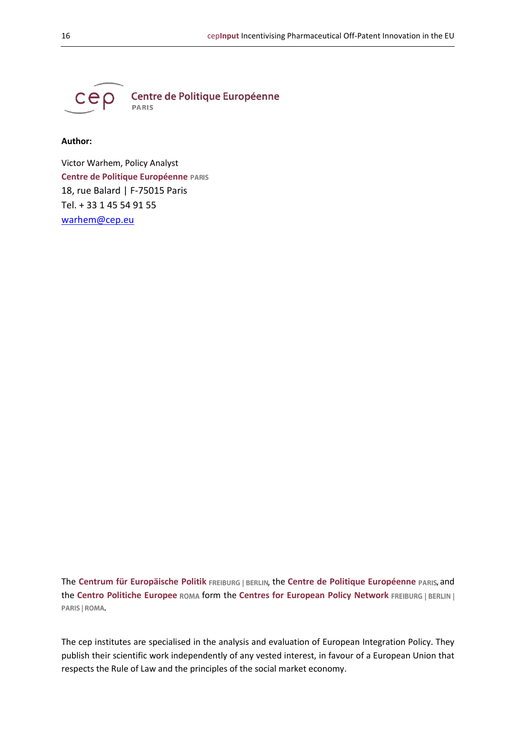cep Centre de Politique Européenne PARIS

**Author:**

Victor Warhem, Policy Analyst
**Centre de Politique Européenne** PARIS
18, rue Balard | F-75015 Paris
Tel. + 33 1 45 54 91 55
warhem@cep.eu

The **Centrum für Europäische Politik** FREIBURG | BERLIN, the **Centre de Politique Européenne** PARIS, and the **Centro Politiche Europee** ROMA form the **Centres for European Policy Network** FREIBURG | BERLIN | PARIS | ROMA.

The cep institutes are specialised in the analysis and evaluation of European Integration Policy. They publish their scientific work independently of any vested interest, in favour of a European Union that respects the Rule of Law and the principles of the social market economy.